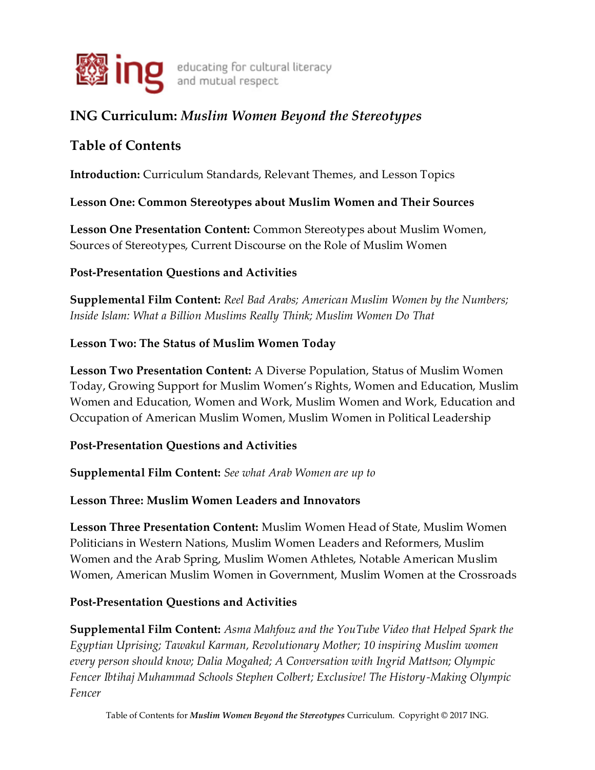ing educating for cultural literacy and mutual respect

## ING Curriculum: *Muslim Women Beyond the Stereotypes*

## Table of Contents

**Introduction:** Curriculum Standards, Relevant Themes, and Lesson Topics

**Lesson One: Common Stereotypes about Muslim Women and Their Sources**

**Lesson One Presentation Content:** Common Stereotypes about Muslim Women, Sources of Stereotypes, Current Discourse on the Role of Muslim Women

**Post-Presentation Questions and Activities**

**Supplemental Film Content:** *Reel Bad Arabs; American Muslim Women by the Numbers; Inside Islam: What a Billion Muslims Really Think; Muslim Women Do That*

**Lesson Two: The Status of Muslim Women Today**

**Lesson Two Presentation Content:** A Diverse Population, Status of Muslim Women Today, Growing Support for Muslim Women's Rights, Women and Education, Muslim Women and Education, Women and Work, Muslim Women and Work, Education and Occupation of American Muslim Women, Muslim Women in Political Leadership

**Post-Presentation Questions and Activities**

**Supplemental Film Content:** *See what Arab Women are up to*

**Lesson Three: Muslim Women Leaders and Innovators**

**Lesson Three Presentation Content:** Muslim Women Head of State, Muslim Women Politicians in Western Nations, Muslim Women Leaders and Reformers, Muslim Women and the Arab Spring, Muslim Women Athletes, Notable American Muslim Women, American Muslim Women in Government, Muslim Women at the Crossroads

**Post-Presentation Questions and Activities**

**Supplemental Film Content:** *Asma Mahfouz and the YouTube Video that Helped Spark the Egyptian Uprising; Tawakul Karman, Revolutionary Mother; 10 inspiring Muslim women every person should know; Dalia Mogahed; A Conversation with Ingrid Mattson; Olympic Fencer Ibtihaj Muhammad Schools Stephen Colbert; Exclusive! The History-Making Olympic Fencer*

Table of Contents for ***Muslim Women Beyond the Stereotypes*** Curriculum. Copyright © 2017 ING.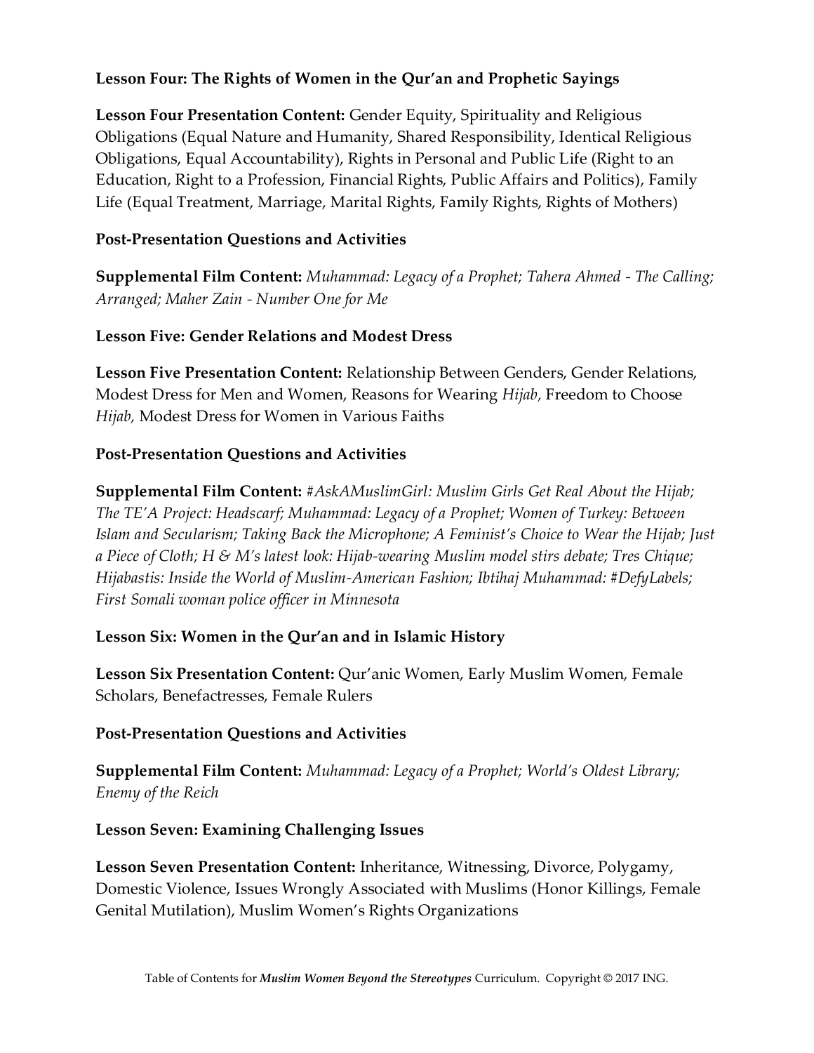**Lesson Four: The Rights of Women in the Qur'an and Prophetic Sayings**

**Lesson Four Presentation Content:** Gender Equity, Spirituality and Religious Obligations (Equal Nature and Humanity, Shared Responsibility, Identical Religious Obligations, Equal Accountability), Rights in Personal and Public Life (Right to an Education, Right to a Profession, Financial Rights, Public Affairs and Politics), Family Life (Equal Treatment, Marriage, Marital Rights, Family Rights, Rights of Mothers)

**Post-Presentation Questions and Activities**

**Supplemental Film Content:** *Muhammad: Legacy of a Prophet; Tahera Ahmed - The Calling; Arranged; Maher Zain - Number One for Me*

**Lesson Five: Gender Relations and Modest Dress**

**Lesson Five Presentation Content:** Relationship Between Genders, Gender Relations, Modest Dress for Men and Women, Reasons for Wearing *Hijab*, Freedom to Choose *Hijab,* Modest Dress for Women in Various Faiths

**Post-Presentation Questions and Activities**

**Supplemental Film Content:** *#AskAMuslimGirl: Muslim Girls Get Real About the Hijab; The TE'A Project: Headscarf; Muhammad: Legacy of a Prophet; Women of Turkey: Between Islam and Secularism; Taking Back the Microphone; A Feminist's Choice to Wear the Hijab; Just a Piece of Cloth; H & M's latest look: Hijab-wearing Muslim model stirs debate; Tres Chique; Hijabastis: Inside the World of Muslim-American Fashion; Ibtihaj Muhammad: #DefyLabels; First Somali woman police officer in Minnesota*

**Lesson Six: Women in the Qur'an and in Islamic History**

**Lesson Six Presentation Content:** Qur'anic Women, Early Muslim Women, Female Scholars, Benefactresses, Female Rulers

**Post-Presentation Questions and Activities**

**Supplemental Film Content:** *Muhammad: Legacy of a Prophet; World's Oldest Library; Enemy of the Reich*

**Lesson Seven: Examining Challenging Issues**

**Lesson Seven Presentation Content:** Inheritance, Witnessing, Divorce, Polygamy, Domestic Violence, Issues Wrongly Associated with Muslims (Honor Killings, Female Genital Mutilation), Muslim Women's Rights Organizations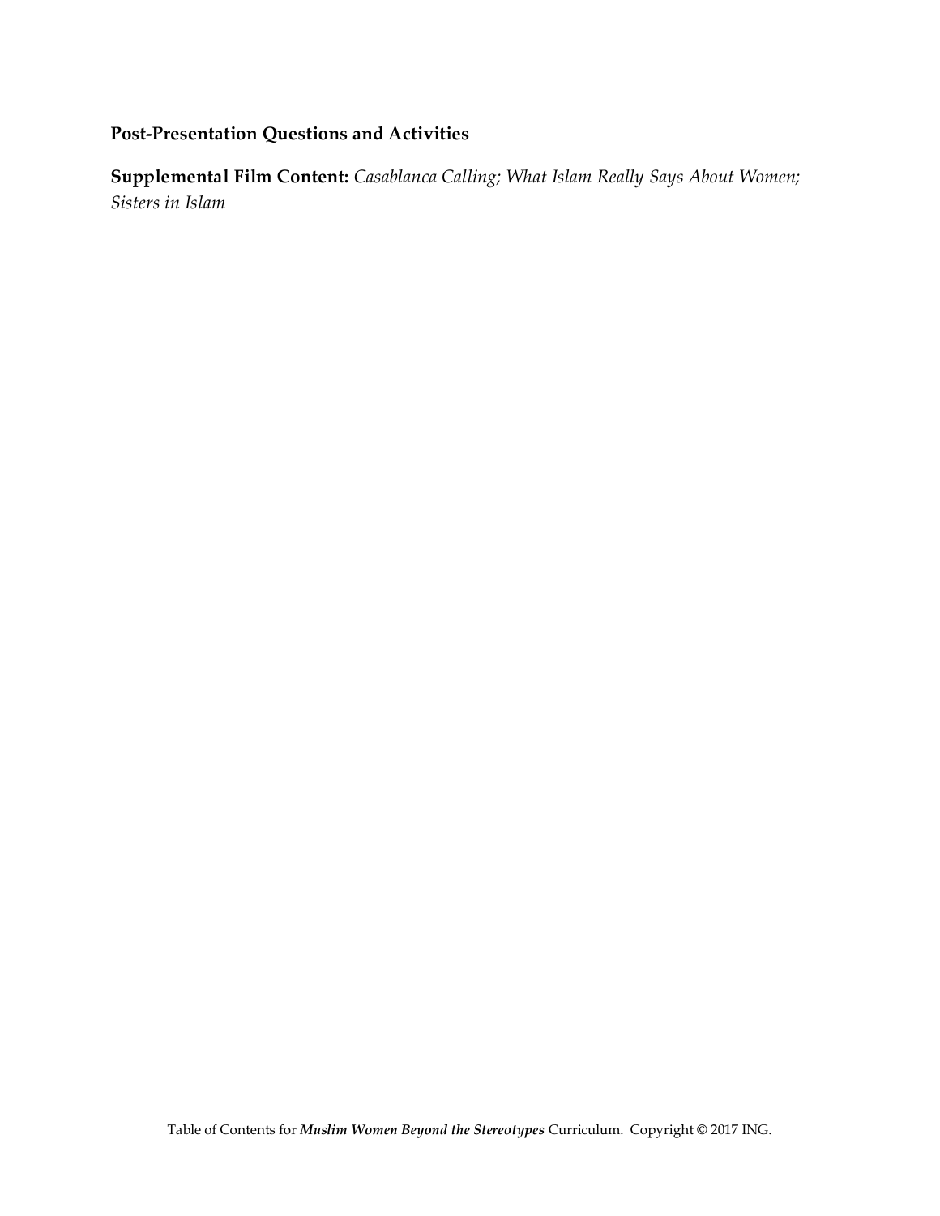**Post-Presentation Questions and Activities**

**Supplemental Film Content:** *Casablanca Calling; What Islam Really Says About Women; Sisters in Islam*